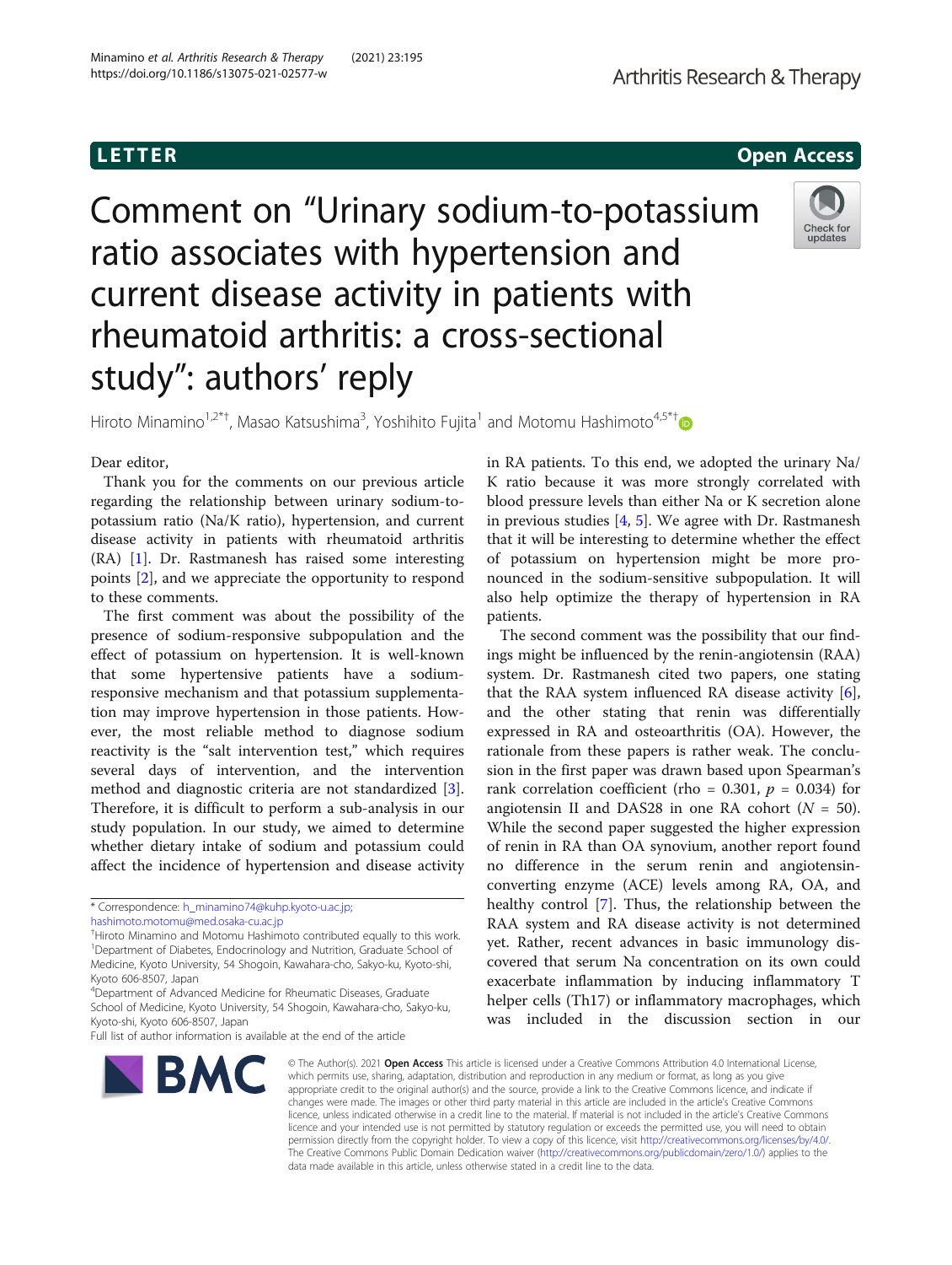LETTER

Open Access

# Comment on "Urinary sodium-to-potassium ratio associates with hypertension and current disease activity in patients with rheumatoid arthritis: a cross-sectional study": authors' reply

Hiroto Minamino[1,2*†], Masao Katsushima[3], Yoshihito Fujita[1] and Motomu Hashimoto[4,5*†]

Dear editor,

Thank you for the comments on our previous article regarding the relationship between urinary sodium-to-potassium ratio (Na/K ratio), hypertension, and current disease activity in patients with rheumatoid arthritis (RA) [1]. Dr. Rastmanesh has raised some interesting points [2], and we appreciate the opportunity to respond to these comments.

The first comment was about the possibility of the presence of sodium-responsive subpopulation and the effect of potassium on hypertension. It is well-known that some hypertensive patients have a sodium-responsive mechanism and that potassium supplementation may improve hypertension in those patients. However, the most reliable method to diagnose sodium reactivity is the "salt intervention test," which requires several days of intervention, and the intervention method and diagnostic criteria are not standardized [3]. Therefore, it is difficult to perform a sub-analysis in our study population. In our study, we aimed to determine whether dietary intake of sodium and potassium could affect the incidence of hypertension and disease activity in RA patients. To this end, we adopted the urinary Na/K ratio because it was more strongly correlated with blood pressure levels than either Na or K secretion alone in previous studies [4, 5]. We agree with Dr. Rastmanesh that it will be interesting to determine whether the effect of potassium on hypertension might be more pronounced in the sodium-sensitive subpopulation. It will also help optimize the therapy of hypertension in RA patients.

The second comment was the possibility that our findings might be influenced by the renin-angiotensin (RAA) system. Dr. Rastmanesh cited two papers, one stating that the RAA system influenced RA disease activity [6], and the other stating that renin was differentially expressed in RA and osteoarthritis (OA). However, the rationale from these papers is rather weak. The conclusion in the first paper was drawn based upon Spearman's rank correlation coefficient (rho = 0.301, $p$ = 0.034) for angiotensin II and DAS28 in one RA cohort ($N$ = 50). While the second paper suggested the higher expression of renin in RA than OA synovium, another report found no difference in the serum renin and angiotensin-converting enzyme (ACE) levels among RA, OA, and healthy control [7]. Thus, the relationship between the RAA system and RA disease activity is not determined yet. Rather, recent advances in basic immunology discovered that serum Na concentration on its own could exacerbate inflammation by inducing inflammatory T helper cells (Th17) or inflammatory macrophages, which was included in the discussion section in our

---

* Correspondence: h_minamino74@kuhp.kyoto-u.ac.jp; hashimoto.motomu@med.osaka-cu.ac.jp

†Hiroto Minamino and Motomu Hashimoto contributed equally to this work.

[1]Department of Diabetes, Endocrinology and Nutrition, Graduate School of Medicine, Kyoto University, 54 Shogoin, Kawahara-cho, Sakyo-ku, Kyoto-shi, Kyoto 606-8507, Japan

[4]Department of Advanced Medicine for Rheumatic Diseases, Graduate School of Medicine, Kyoto University, 54 Shogoin, Kawahara-cho, Sakyo-ku, Kyoto-shi, Kyoto 606-8507, Japan

Full list of author information is available at the end of the article

© The Author(s). 2021 **Open Access** This article is licensed under a Creative Commons Attribution 4.0 International License, which permits use, sharing, adaptation, distribution and reproduction in any medium or format, as long as you give appropriate credit to the original author(s) and the source, provide a link to the Creative Commons licence, and indicate if changes were made. The images or other third party material in this article are included in the article's Creative Commons licence, unless indicated otherwise in a credit line to the material. If material is not included in the article's Creative Commons licence and your intended use is not permitted by statutory regulation or exceeds the permitted use, you will need to obtain permission directly from the copyright holder. To view a copy of this licence, visit http://creativecommons.org/licenses/by/4.0/. The Creative Commons Public Domain Dedication waiver (http://creativecommons.org/publicdomain/zero/1.0/) applies to the data made available in this article, unless otherwise stated in a credit line to the data.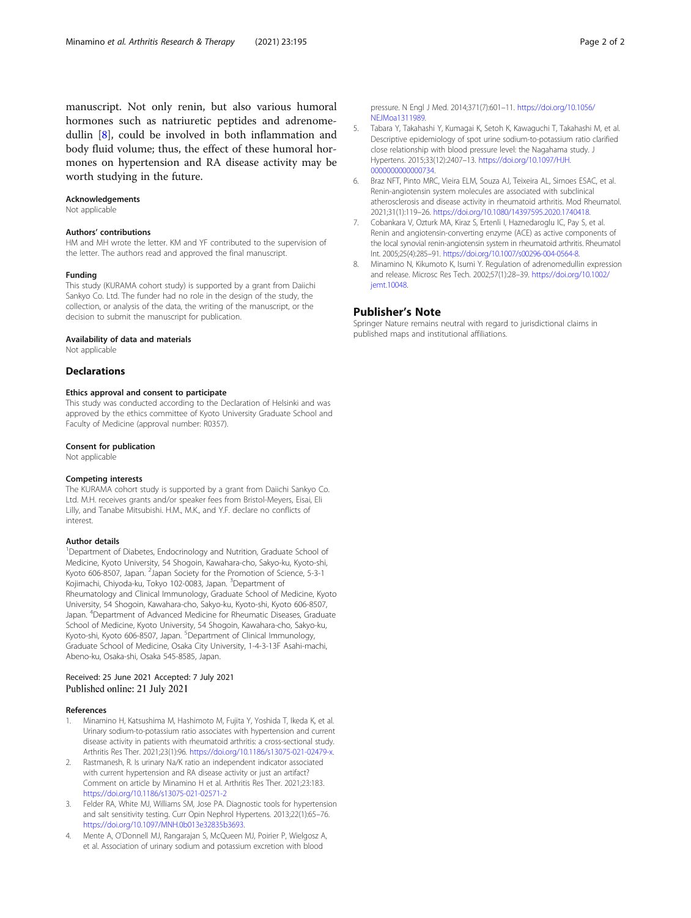manuscript. Not only renin, but also various humoral hormones such as natriuretic peptides and adrenomedullin [8], could be involved in both inflammation and body fluid volume; thus, the effect of these humoral hormones on hypertension and RA disease activity may be worth studying in the future.

#### Acknowledgements
Not applicable

#### Authors' contributions
HM and MH wrote the letter. KM and YF contributed to the supervision of the letter. The authors read and approved the final manuscript.

#### Funding
This study (KURAMA cohort study) is supported by a grant from Daiichi Sankyo Co. Ltd. The funder had no role in the design of the study, the collection, or analysis of the data, the writing of the manuscript, or the decision to submit the manuscript for publication.

#### Availability of data and materials
Not applicable

## Declarations

#### Ethics approval and consent to participate
This study was conducted according to the Declaration of Helsinki and was approved by the ethics committee of Kyoto University Graduate School and Faculty of Medicine (approval number: R0357).

#### Consent for publication
Not applicable

#### Competing interests
The KURAMA cohort study is supported by a grant from Daiichi Sankyo Co. Ltd. M.H. receives grants and/or speaker fees from Bristol-Meyers, Eisai, Eli Lilly, and Tanabe Mitsubishi. H.M., M.K., and Y.F. declare no conflicts of interest.

#### Author details
[1]Department of Diabetes, Endocrinology and Nutrition, Graduate School of Medicine, Kyoto University, 54 Shogoin, Kawahara-cho, Sakyo-ku, Kyoto-shi, Kyoto 606-8507, Japan. [2]Japan Society for the Promotion of Science, 5-3-1 Kojimachi, Chiyoda-ku, Tokyo 102-0083, Japan. [3]Department of Rheumatology and Clinical Immunology, Graduate School of Medicine, Kyoto University, 54 Shogoin, Kawahara-cho, Sakyo-ku, Kyoto-shi, Kyoto 606-8507, Japan. [4]Department of Advanced Medicine for Rheumatic Diseases, Graduate School of Medicine, Kyoto University, 54 Shogoin, Kawahara-cho, Sakyo-ku, Kyoto-shi, Kyoto 606-8507, Japan. [5]Department of Clinical Immunology, Graduate School of Medicine, Osaka City University, 1-4-3-13F Asahi-machi, Abeno-ku, Osaka-shi, Osaka 545-8585, Japan.

Received: 25 June 2021 Accepted: 7 July 2021
Published online: 21 July 2021

#### References
1. Minamino H, Katsushima M, Hashimoto M, Fujita Y, Yoshida T, Ikeda K, et al. Urinary sodium-to-potassium ratio associates with hypertension and current disease activity in patients with rheumatoid arthritis: a cross-sectional study. Arthritis Res Ther. 2021;23(1):96. https://doi.org/10.1186/s13075-021-02479-x.
2. Rastmanesh, R. Is urinary Na/K ratio an independent indicator associated with current hypertension and RA disease activity or just an artifact? Comment on article by Minamino H et al. Arthritis Res Ther. 2021;23:183. https://doi.org/10.1186/s13075-021-02571-2
3. Felder RA, White MJ, Williams SM, Jose PA. Diagnostic tools for hypertension and salt sensitivity testing. Curr Opin Nephrol Hypertens. 2013;22(1):65–76. https://doi.org/10.1097/MNH.0b013e32835b3693.
4. Mente A, O'Donnell MJ, Rangarajan S, McQueen MJ, Poirier P, Wielgosz A, et al. Association of urinary sodium and potassium excretion with blood pressure. N Engl J Med. 2014;371(7):601–11. https://doi.org/10.1056/NEJMoa1311989.
5. Tabara Y, Takahashi Y, Kumagai K, Setoh K, Kawaguchi T, Takahashi M, et al. Descriptive epidemiology of spot urine sodium-to-potassium ratio clarified close relationship with blood pressure level: the Nagahama study. J Hypertens. 2015;33(12):2407–13. https://doi.org/10.1097/HJH.0000000000000734.
6. Braz NFT, Pinto MRC, Vieira ELM, Souza AJ, Teixeira AL, Simoes ESAC, et al. Renin-angiotensin system molecules are associated with subclinical atherosclerosis and disease activity in rheumatoid arthritis. Mod Rheumatol. 2021;31(1):119–26. https://doi.org/10.1080/14397595.2020.1740418.
7. Cobankara V, Ozturk MA, Kiraz S, Ertenli I, Haznedaroglu IC, Pay S, et al. Renin and angiotensin-converting enzyme (ACE) as active components of the local synovial renin-angiotensin system in rheumatoid arthritis. Rheumatol Int. 2005;25(4):285–91. https://doi.org/10.1007/s00296-004-0564-8.
8. Minamino N, Kikumoto K, Isumi Y. Regulation of adrenomedullin expression and release. Microsc Res Tech. 2002;57(1):28–39. https://doi.org/10.1002/jemt.10048.

## Publisher's Note
Springer Nature remains neutral with regard to jurisdictional claims in published maps and institutional affiliations.